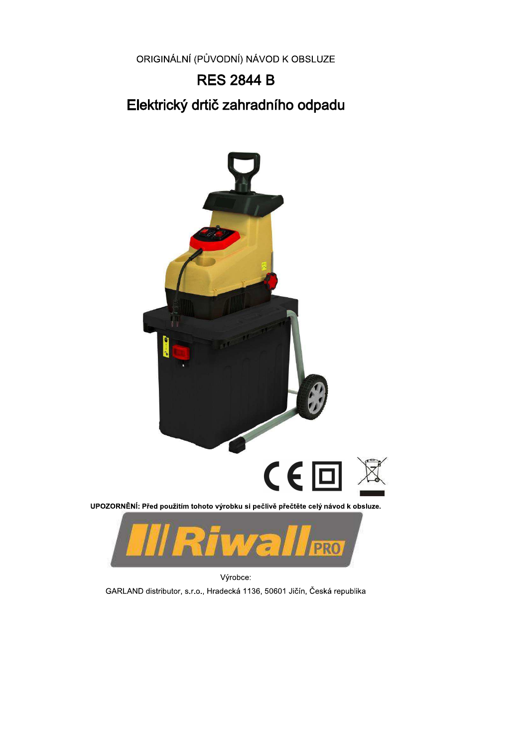ORIGINÁLNÍ (PŮVODNÍ) NÁVOD K OBSLUZE

# RES 2844 B

## Elektrický drtič zahradního odpadu

**UPOZORNĚNÍ: Před použitím tohoto výrobku si pečlivě přečtěte celý návod k obsluze.**

Výrobce:

GARLAND distributor, s.r.o., Hradecká 1136, 50601 Jičín, Česká republika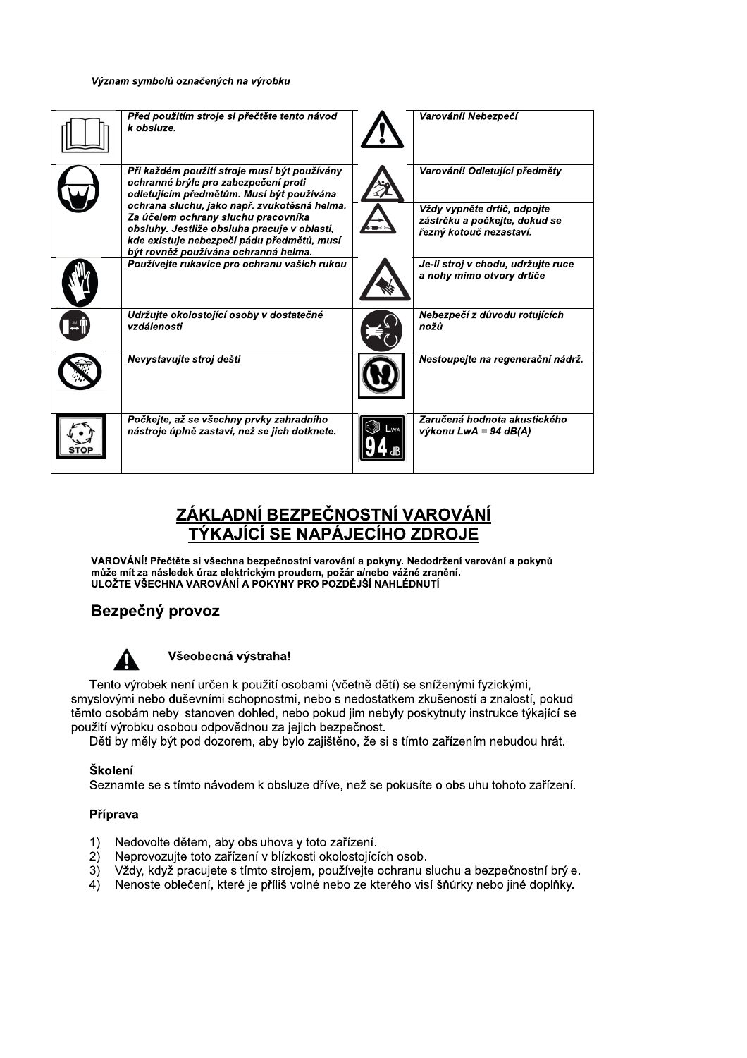*Význam symbolů označených na výrobku*

| | | | |
|---|---|---|---|
| | *Před použitím stroje si přečtěte tento návod k obsluze.* | | *Varování! Nebezpečí* |
| | *Při každém použití stroje musí být používány ochranné brýle pro zabezpečení proti odletujícím předmětům. Musí být používána ochrana sluchu, jako např. zvukotěsná helma. Za účelem ochrany sluchu pracovníka obsluhy. Jestliže obsluha pracuje v oblasti, kde existuje nebezpečí pádu předmětů, musí být rovněž používána ochranná helma.* | | *Varování! Odletující předměty* |
| | | | *Vždy vypněte drtič, odpojte zástrčku a počkejte, dokud se řezný kotouč nezastaví.* |
| | *Používejte rukavice pro ochranu vašich rukou* | | *Je-li stroj v chodu, udržujte ruce a nohy mimo otvory drtiče* |
| | *Udržujte okolostojící osoby v dostatečné vzdálenosti* | | *Nebezpečí z důvodu rotujících nožů* |
| | *Nevystavujte stroj dešti* | | *Nestoupejte na regenerační nádrž.* |
| STOP | *Počkejte, až se všechny prvky zahradního nástroje úplně zastaví, než se jich dotknete.* | LWA 94 dB | *Zaručená hodnota akustického výkonu LwA = 94 dB(A)* |

# ZÁKLADNÍ BEZPEČNOSTNÍ VAROVÁNÍ TÝKAJÍCÍ SE NAPÁJECÍHO ZDROJE

**VAROVÁNÍ! Přečtěte si všechna bezpečnostní varování a pokyny. Nedodržení varování a pokynů může mít za následek úraz elektrickým proudem, požár a/nebo vážné zranění.**
**ULOŽTE VŠECHNA VAROVÁNÍ A POKYNY PRO POZDĚJŠÍ NAHLÉDNUTÍ**

## Bezpečný provoz

### Všeobecná výstraha!

Tento výrobek není určen k použití osobami (včetně dětí) se sníženými fyzickými, smyslovými nebo duševními schopnostmi, nebo s nedostatkem zkušeností a znalostí, pokud těmto osobám nebyl stanoven dohled, nebo pokud jim nebyly poskytnuty instrukce týkající se použití výrobku osobou odpovědnou za jejich bezpečnost.
Děti by měly být pod dozorem, aby bylo zajištěno, že si s tímto zařízením nebudou hrát.

### Školení

Seznamte se s tímto návodem k obsluze dříve, než se pokusíte o obsluhu tohoto zařízení.

### Příprava

1) Nedovolte dětem, aby obsluhovaly toto zařízení.
2) Neprovozujte toto zařízení v blízkosti okolostojících osob.
3) Vždy, když pracujete s tímto strojem, používejte ochranu sluchu a bezpečnostní brýle.
4) Nenoste oblečení, které je příliš volné nebo ze kterého visí šňůrky nebo jiné doplňky.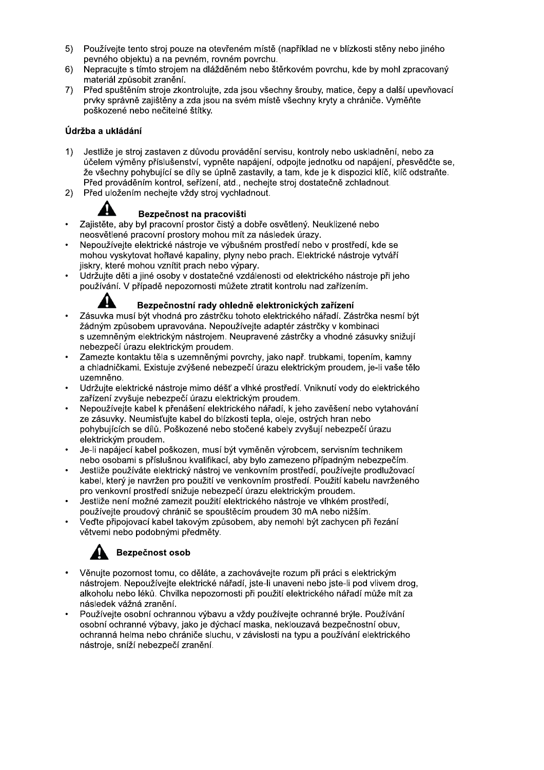5) Používejte tento stroj pouze na otevřeném místě (například ne v blízkosti stěny nebo jiného pevného objektu) a na pevném, rovném povrchu.
6) Nepracujte s tímto strojem na dlážděném nebo štěrkovém povrchu, kde by mohl zpracovaný materiál způsobit zranění.
7) Před spuštěním stroje zkontrolujte, zda jsou všechny šrouby, matice, čepy a další upevňovací prvky správně zajištěny a zda jsou na svém místě všechny kryty a chrániče. Vyměňte poškozené nebo nečitelné štítky.

**Údržba a ukládání**

1) Jestliže je stroj zastaven z důvodu provádění servisu, kontroly nebo uskladnění, nebo za účelem výměny příslušenství, vypněte napájení, odpojte jednotku od napájení, přesvědčte se, že všechny pohybující se díly se úplně zastavily, a tam, kde je k dispozici klíč, klíč odstraňte. Před prováděním kontrol, seřízení, atd., nechejte stroj dostatečně zchladnout.
2) Před uložením nechejte vždy stroj vychladnout.

### ⚠ Bezpečnost na pracovišti

- Zajistěte, aby byl pracovní prostor čistý a dobře osvětlený. Neuklizené nebo neosvětlené pracovní prostory mohou mít za následek úrazy.
- Nepoužívejte elektrické nástroje ve výbušném prostředí nebo v prostředí, kde se mohou vyskytovat hořlavé kapaliny, plyny nebo prach. Elektrické nástroje vytváří jiskry, které mohou vznítit prach nebo výpary.
- Udržujte děti a jiné osoby v dostatečné vzdálenosti od elektrického nástroje při jeho používání. V případě nepozornosti můžete ztratit kontrolu nad zařízením.

### ⚠ Bezpečnostní rady ohledně elektronických zařízení

- Zásuvka musí být vhodná pro zástrčku tohoto elektrického nářadí. Zástrčka nesmí být žádným způsobem upravována. Nepoužívejte adaptér zástrčky v kombinaci s uzemněným elektrickým nástrojem. Neupravené zástrčky a vhodné zásuvky snižují nebezpečí úrazu elektrickým proudem.
- Zamezte kontaktu těla s uzemněnými povrchy, jako např. trubkami, topením, kamny a chladničkami. Existuje zvýšené nebezpečí úrazu elektrickým proudem, je-li vaše tělo uzemněno.
- Udržujte elektrické nástroje mimo déšť a vlhké prostředí. Vniknutí vody do elektrického zařízení zvyšuje nebezpečí úrazu elektrickým proudem.
- Nepoužívejte kabel k přenášení elektrického nářadí, k jeho zavěšení nebo vytahování ze zásuvky. Neumisťujte kabel do blízkosti tepla, oleje, ostrých hran nebo pohybujících se dílů. Poškozené nebo stočené kabely zvyšují nebezpečí úrazu elektrickým proudem.
- Je-li napájecí kabel poškozen, musí být vyměněn výrobcem, servisním technikem nebo osobami s příslušnou kvalifikací, aby bylo zamezeno případným nebezpečím.
- Jestliže používáte elektrický nástroj ve venkovním prostředí, používejte prodlužovací kabel, který je navržen pro použití ve venkovním prostředí. Použití kabelu navrženého pro venkovní prostředí snižuje nebezpečí úrazu elektrickým proudem.
- Jestliže není možné zamezit použití elektrického nástroje ve vlhkém prostředí, používejte proudový chránič se spouštěcím proudem 30 mA nebo nižším.
- Veďte připojovací kabel takovým způsobem, aby nemohl být zachycen při řezání větvemi nebo podobnými předměty.

### ⚠ Bezpečnost osob

- Věnujte pozornost tomu, co děláte, a zachovávejte rozum při práci s elektrickým nástrojem. Nepoužívejte elektrické nářadí, jste-li unaveni nebo jste-li pod vlivem drog, alkoholu nebo léků. Chvilka nepozornosti při použití elektrického nářadí může mít za následek vážná zranění.
- Používejte osobní ochrannou výbavu a vždy používejte ochranné brýle. Používání osobní ochranné výbavy, jako je dýchací maska, neklouzavá bezpečnostní obuv, ochranná helma nebo chrániče sluchu, v závislosti na typu a používání elektrického nástroje, sníží nebezpečí zranění.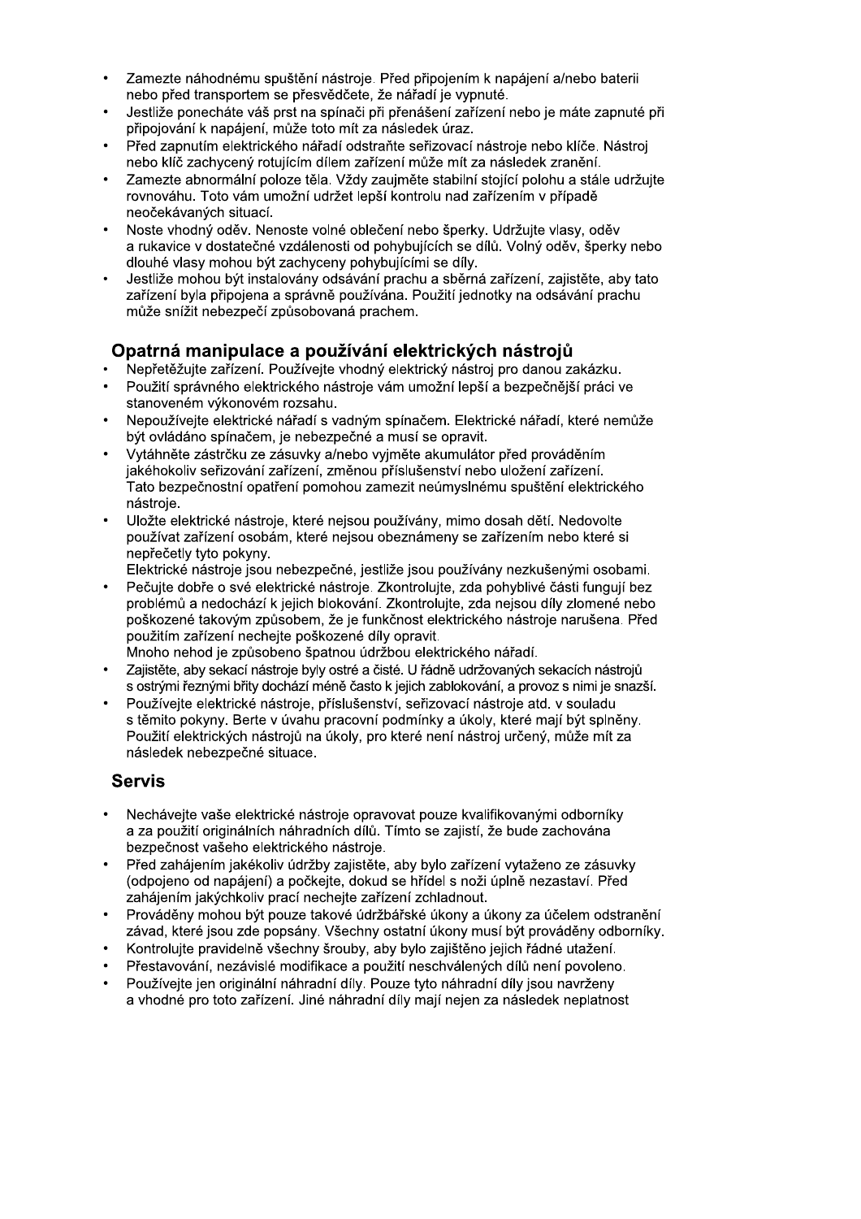- Zamezte náhodnému spuštění nástroje. Před připojením k napájení a/nebo baterii nebo před transportem se přesvědčete, že nářadí je vypnuté.
- Jestliže ponecháte váš prst na spínači při přenášení zařízení nebo je máte zapnuté při připojování k napájení, může toto mít za následek úraz.
- Před zapnutím elektrického nářadí odstraňte seřizovací nástroje nebo klíče. Nástroj nebo klíč zachycený rotujícím dílem zařízení může mít za následek zranění.
- Zamezte abnormální poloze těla. Vždy zaujměte stabilní stojící polohu a stále udržujte rovnováhu. Toto vám umožní udržet lepší kontrolu nad zařízením v případě neočekávaných situací.
- Noste vhodný oděv. Nenoste volné oblečení nebo šperky. Udržujte vlasy, oděv a rukavice v dostatečné vzdálenosti od pohybujících se dílů. Volný oděv, šperky nebo dlouhé vlasy mohou být zachyceny pohybujícími se díly.
- Jestliže mohou být instalovány odsávání prachu a sběrná zařízení, zajistěte, aby tato zařízení byla připojena a správně používána. Použití jednotky na odsávání prachu může snížit nebezpečí způsobovaná prachem.

## Opatrná manipulace a používání elektrických nástrojů

- Nepřetěžujte zařízení. Používejte vhodný elektrický nástroj pro danou zakázku.
- Použití správného elektrického nástroje vám umožní lepší a bezpečnější práci ve stanoveném výkonovém rozsahu.
- Nepoužívejte elektrické nářadí s vadným spínačem. Elektrické nářadí, které nemůže být ovládáno spínačem, je nebezpečné a musí se opravit.
- Vytáhněte zástrčku ze zásuvky a/nebo vyjměte akumulátor před prováděním jakéhokoliv seřizování zařízení, změnou příslušenství nebo uložení zařízení. Tato bezpečnostní opatření pomohou zamezit neúmyslnému spuštění elektrického nástroje.
- Uložte elektrické nástroje, které nejsou používány, mimo dosah dětí. Nedovolte používat zařízení osobám, které nejsou obeznámeny se zařízením nebo které si nepřečetly tyto pokyny.
  Elektrické nástroje jsou nebezpečné, jestliže jsou používány nezkušenými osobami.
- Pečujte dobře o své elektrické nástroje. Zkontrolujte, zda pohyblivé části fungují bez problémů a nedochází k jejich blokování. Zkontrolujte, zda nejsou díly zlomené nebo poškozené takovým způsobem, že je funkčnost elektrického nástroje narušena. Před použitím zařízení nechejte poškozené díly opravit.
  Mnoho nehod je způsobeno špatnou údržbou elektrického nářadí.
- Zajistěte, aby sekací nástroje byly ostré a čisté. U řádně udržovaných sekacích nástrojů s ostrými řeznými břity dochází méně často k jejich zablokování, a provoz s nimi je snazší.
- Používejte elektrické nástroje, příslušenství, seřizovací nástroje atd. v souladu s těmito pokyny. Berte v úvahu pracovní podmínky a úkoly, které mají být splněny. Použití elektrických nástrojů na úkoly, pro které není nástroj určený, může mít za následek nebezpečné situace.

## Servis

- Nechávejte vaše elektrické nástroje opravovat pouze kvalifikovanými odborníky a za použití originálních náhradních dílů. Tímto se zajistí, že bude zachována bezpečnost vašeho elektrického nástroje.
- Před zahájením jakékoliv údržby zajistěte, aby bylo zařízení vytaženo ze zásuvky (odpojeno od napájení) a počkejte, dokud se hřídel s noži úplně nezastaví. Před zahájením jakýchkoliv prací nechejte zařízení zchladnout.
- Prováděny mohou být pouze takové údržbářské úkony a úkony za účelem odstranění závad, které jsou zde popsány. Všechny ostatní úkony musí být prováděny odborníky.
- Kontrolujte pravidelně všechny šrouby, aby bylo zajištěno jejich řádné utažení.
- Přestavování, nezávislé modifikace a použití neschválených dílů není povoleno.
- Používejte jen originální náhradní díly. Pouze tyto náhradní díly jsou navrženy a vhodné pro toto zařízení. Jiné náhradní díly mají nejen za následek neplatnost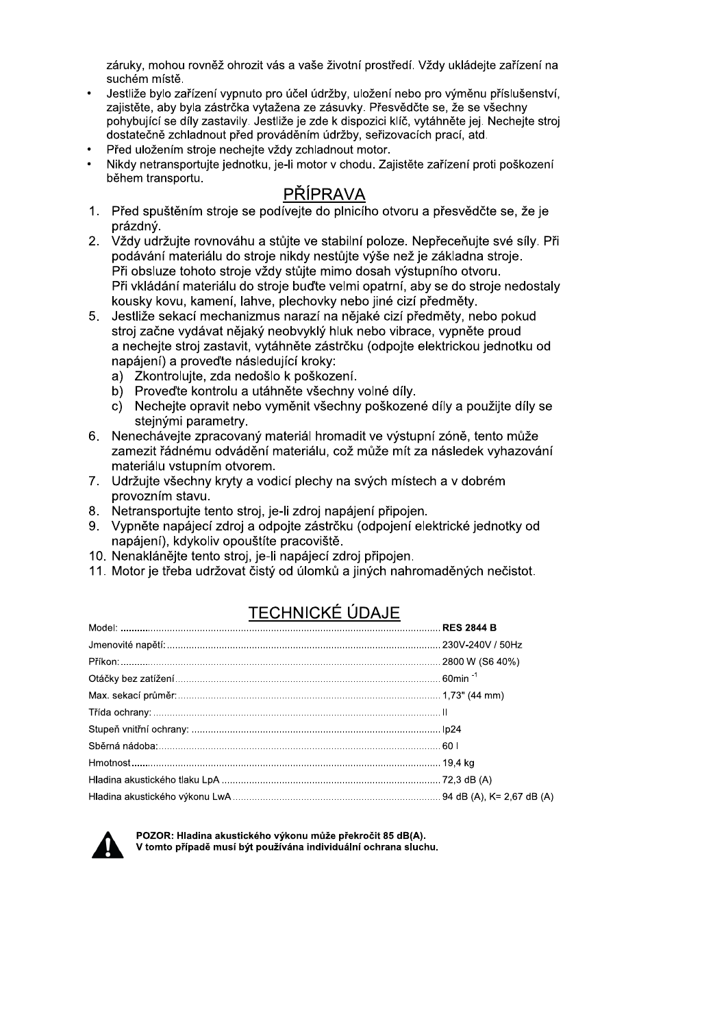záruky, mohou rovněž ohrozit vás a vaše životní prostředí. Vždy ukládejte zařízení na suchém místě.

- Jestliže bylo zařízení vypnuto pro účel údržby, uložení nebo pro výměnu příslušenství, zajistěte, aby byla zástrčka vytažena ze zásuvky. Přesvědčte se, že se všechny pohybující se díly zastavily. Jestliže je zde k dispozici klíč, vytáhněte jej. Nechejte stroj dostatečně zchladnout před prováděním údržby, seřizovacích prací, atd.
- Před uložením stroje nechejte vždy zchladnout motor.
- Nikdy netransportujte jednotku, je-li motor v chodu. Zajistěte zařízení proti poškození během transportu.

## PŘÍPRAVA

1. Před spuštěním stroje se podívejte do plnicího otvoru a přesvědčte se, že je prázdný.
2. Vždy udržujte rovnováhu a stůjte ve stabilní poloze. Nepřeceňujte své síly. Při podávání materiálu do stroje nikdy nestůjte výše než je základna stroje.
   Při obsluze tohoto stroje vždy stůjte mimo dosah výstupního otvoru.
   Při vkládání materiálu do stroje buďte velmi opatrní, aby se do stroje nedostaly kousky kovu, kamení, lahve, plechovky nebo jiné cizí předměty.
5. Jestliže sekací mechanizmus narazí na nějaké cizí předměty, nebo pokud stroj začne vydávat nějaký neobvyklý hluk nebo vibrace, vypněte proud a nechejte stroj zastavit, vytáhněte zástrčku (odpojte elektrickou jednotku od napájení) a proveďte následující kroky:
   a) Zkontrolujte, zda nedošlo k poškození.
   b) Proveďte kontrolu a utáhněte všechny volné díly.
   c) Nechejte opravit nebo vyměnit všechny poškozené díly a použijte díly se stejnými parametry.
6. Nenechávejte zpracovaný materiál hromadit ve výstupní zóně, tento může zamezit řádnému odvádění materiálu, což může mít za následek vyhazování materiálu vstupním otvorem.
7. Udržujte všechny kryty a vodicí plechy na svých místech a v dobrém provozním stavu.
8. Netransportujte tento stroj, je-li zdroj napájení připojen.
9. Vypněte napájecí zdroj a odpojte zástrčku (odpojení elektrické jednotky od napájení), kdykoliv opouštíte pracoviště.
10. Nenaklánějte tento stroj, je-li napájecí zdroj připojen.
11. Motor je třeba udržovat čistý od úlomků a jiných nahromaděných nečistot.

## TECHNICKÉ ÚDAJE

| | |
|---|---|
| Model: | **RES 2844 B** |
| Jmenovité napětí: | 230V-240V / 50Hz |
| Příkon: | 2800 W (S6 40%) |
| Otáčky bez zatížení | 60min $^{-1}$ |
| Max. sekací průměr: | 1,73" (44 mm) |
| Třída ochrany: | II |
| Stupeň vnitřní ochrany: | Ip24 |
| Sběrná nádoba: | 60 l |
| Hmotnost | 19,4 kg |
| Hladina akustického tlaku LpA | 72,3 dB (A) |
| Hladina akustického výkonu LwA | 94 dB (A), K= 2,67 dB (A) |

**POZOR: Hladina akustického výkonu může překročit 85 dB(A).**
**V tomto případě musí být používána individuální ochrana sluchu.**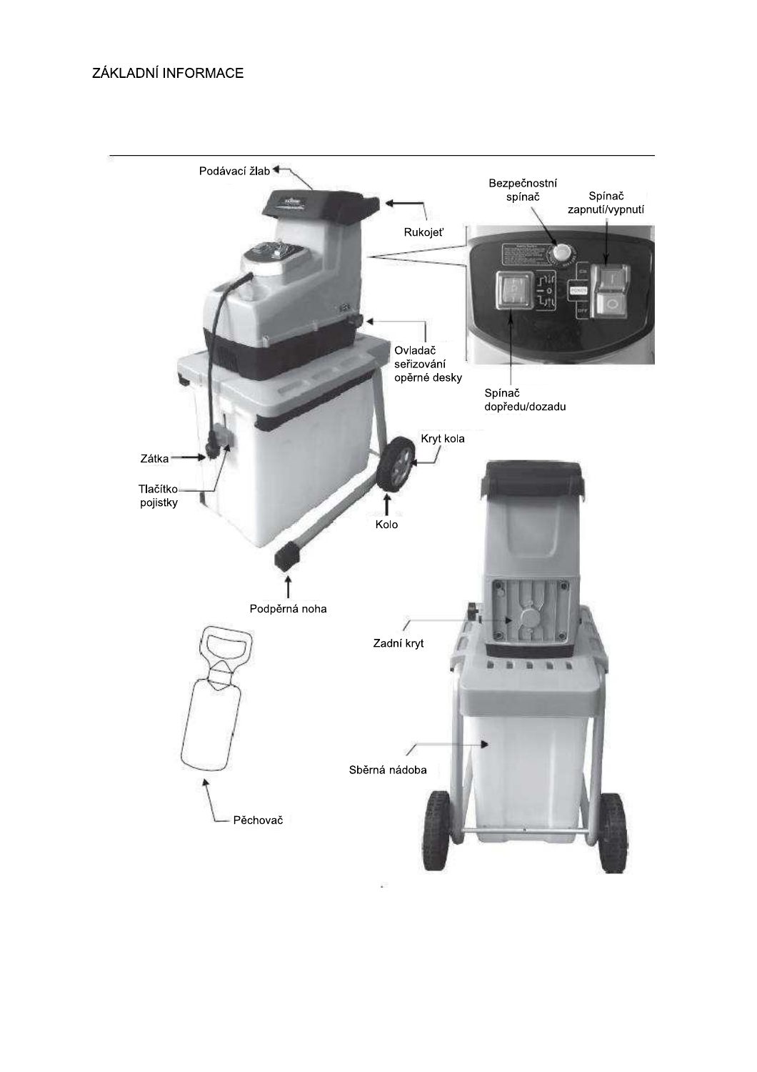## ZÁKLADNÍ INFORMACE

Podávací žlab

Rukojeť

Bezpečnostní spínač

Spínač zapnutí/vypnutí

Ovladač seřizování opěrné desky

Spínač dopředu/dozadu

Kryt kola

Zátka

Tlačítko pojistky

Kolo

Podpěrná noha

Zadní kryt

Sběrná nádoba

Pěchovač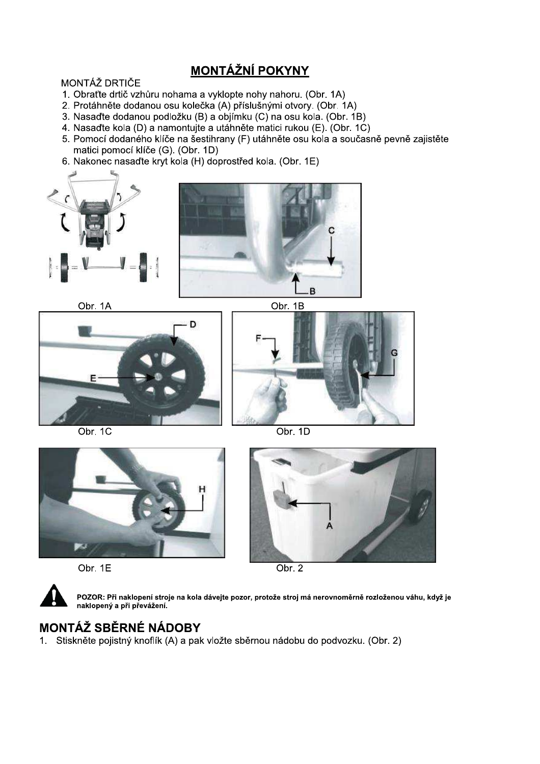# MONTÁŽNÍ POKYNY

MONTÁŽ DRTIČE

1. Obraťte drtič vzhůru nohama a vyklopte nohy nahoru. (Obr. 1A)
2. Protáhněte dodanou osu kolečka (A) příslušnými otvory. (Obr. 1A)
3. Nasaďte dodanou podložku (B) a objímku (C) na osu kola. (Obr. 1B)
4. Nasaďte kola (D) a namontujte a utáhněte matici rukou (E). (Obr. 1C)
5. Pomocí dodaného klíče na šestihrany (F) utáhněte osu kola a současně pevně zajistěte matici pomocí klíče (G). (Obr. 1D)
6. Nakonec nasaďte kryt kola (H) doprostřed kola. (Obr. 1E)

Obr. 1A

Obr. 1B

Obr. 1C

Obr. 1D

Obr. 1E

Obr. 2

**POZOR: Při naklopení stroje na kola dávejte pozor, protože stroj má nerovnoměrně rozloženou váhu, když je naklopený a při převážení.**

## MONTÁŽ SBĚRNÉ NÁDOBY

1. Stiskněte pojistný knoflík (A) a pak vložte sběrnou nádobu do podvozku. (Obr. 2)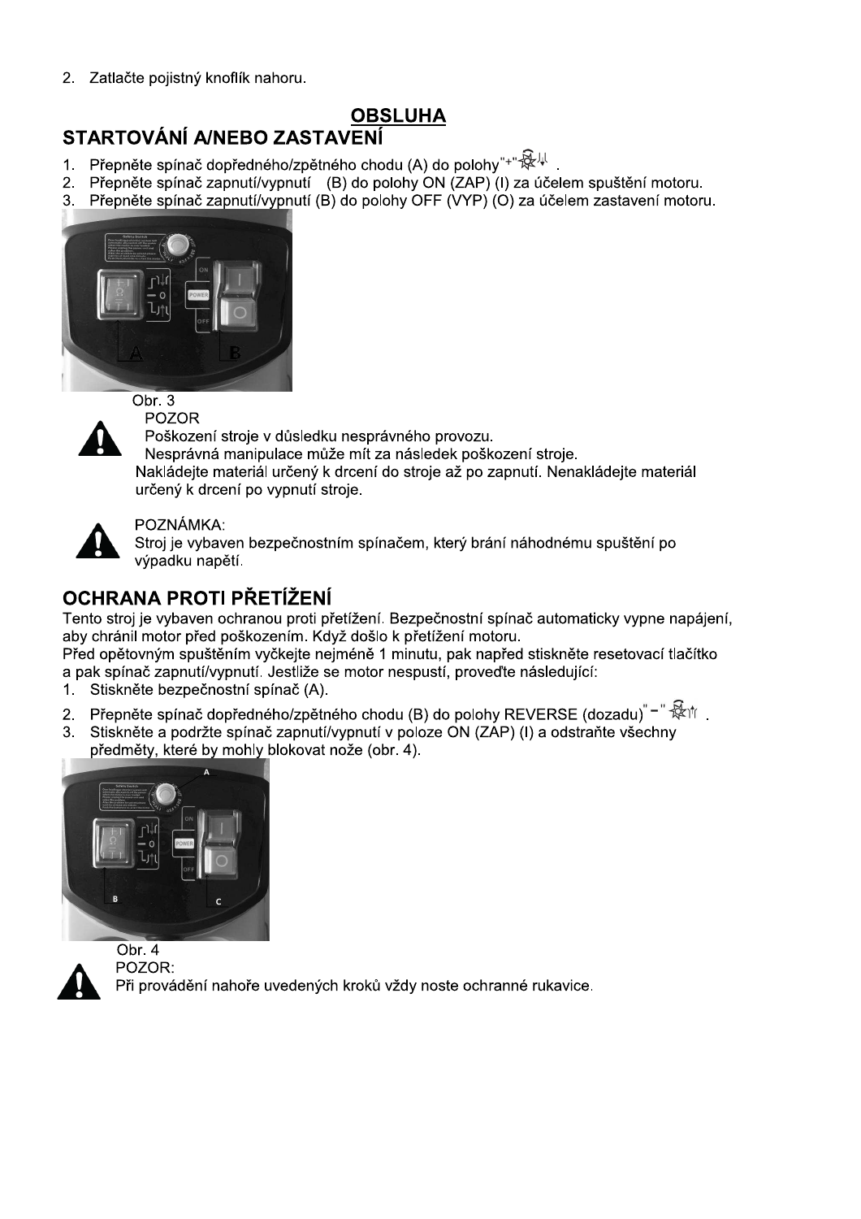2. Zatlačte pojistný knoflík nahoru.

# OBSLUHA

## STARTOVÁNÍ A/NEBO ZASTAVENÍ

1. Přepněte spínač dopředného/zpětného chodu (A) do polohy"+" .
2. Přepněte spínač zapnutí/vypnutí (B) do polohy ON (ZAP) (I) za účelem spuštění motoru.
3. Přepněte spínač zapnutí/vypnutí (B) do polohy OFF (VYP) (O) za účelem zastavení motoru.

Obr. 3

POZOR

Poškození stroje v důsledku nesprávného provozu.

Nesprávná manipulace může mít za následek poškození stroje.

Nakládejte materiál určený k drcení do stroje až po zapnutí. Nenakládejte materiál určený k drcení po vypnutí stroje.

POZNÁMKA:

Stroj je vybaven bezpečnostním spínačem, který brání náhodnému spuštění po výpadku napětí.

## OCHRANA PROTI PŘETÍŽENÍ

Tento stroj je vybaven ochranou proti přetížení. Bezpečnostní spínač automaticky vypne napájení, aby chránil motor před poškozením. Když došlo k přetížení motoru.

Před opětovným spuštěním vyčkejte nejméně 1 minutu, pak napřed stiskněte resetovací tlačítko a pak spínač zapnutí/vypnutí. Jestliže se motor nespustí, proveďte následující:

1. Stiskněte bezpečnostní spínač (A).
2. Přepněte spínač dopředného/zpětného chodu (B) do polohy REVERSE (dozadu)"−" .
3. Stiskněte a podržte spínač zapnutí/vypnutí v poloze ON (ZAP) (I) a odstraňte všechny předměty, které by mohly blokovat nože (obr. 4).

Obr. 4

POZOR:

Při provádění nahoře uvedených kroků vždy noste ochranné rukavice.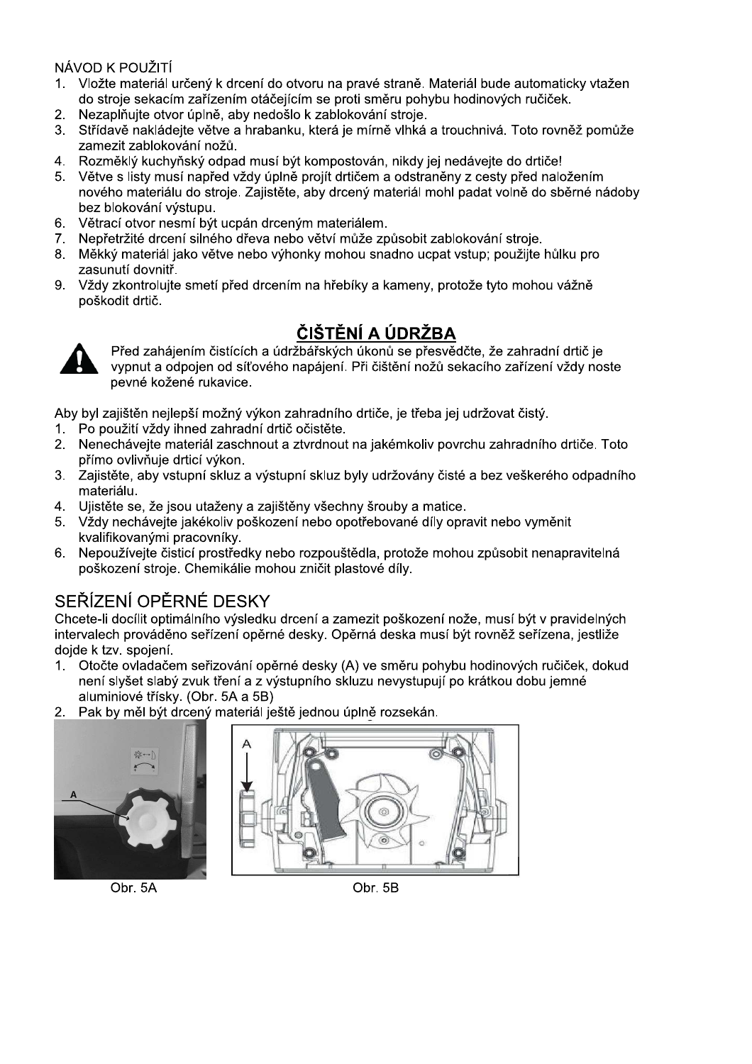NÁVOD K POUŽITÍ

1. Vložte materiál určený k drcení do otvoru na pravé straně. Materiál bude automaticky vtažen do stroje sekacím zařízením otáčejícím se proti směru pohybu hodinových ručiček.
2. Nezaplňujte otvor úplně, aby nedošlo k zablokování stroje.
3. Střídavě nakládejte větve a hrabanku, která je mírně vlhká a trouchnivá. Toto rovněž pomůže zamezit zablokování nožů.
4. Rozměklý kuchyňský odpad musí být kompostován, nikdy jej nedávejte do drtiče!
5. Větve s listy musí napřed vždy úplně projít drtičem a odstraněny z cesty před naložením nového materiálu do stroje. Zajistěte, aby drcený materiál mohl padat volně do sběrné nádoby bez blokování výstupu.
6. Větrací otvor nesmí být ucpán drceným materiálem.
7. Nepřetržité drcení silného dřeva nebo větví může způsobit zablokování stroje.
8. Měkký materiál jako větve nebo výhonky mohou snadno ucpat vstup; použijte hůlku pro zasunutí dovnitř.
9. Vždy zkontrolujte smetí před drcením na hřebíky a kameny, protože tyto mohou vážně poškodit drtič.

## ČIŠTĚNÍ A ÚDRŽBA

Před zahájením čisticích a údržbářských úkonů se přesvědčte, že zahradní drtič je vypnut a odpojen od síťového napájení. Při čištění nožů sekacího zařízení vždy noste pevné kožené rukavice.

Aby byl zajištěn nejlepší možný výkon zahradního drtiče, je třeba jej udržovat čistý.

1. Po použití vždy ihned zahradní drtič očistěte.
2. Nenechávejte materiál zaschnout a ztvrdnout na jakémkoliv povrchu zahradního drtiče. Toto přímo ovlivňuje drticí výkon.
3. Zajistěte, aby vstupní skluz a výstupní skluz byly udržovány čisté a bez veškerého odpadního materiálu.
4. Ujistěte se, že jsou utaženy a zajištěny všechny šrouby a matice.
5. Vždy nechávejte jakékoliv poškození nebo opotřebované díly opravit nebo vyměnit kvalifikovanými pracovníky.
6. Nepoužívejte čisticí prostředky nebo rozpouštědla, protože mohou způsobit nenapravitelná poškození stroje. Chemikálie mohou zničit plastové díly.

## SEŘÍZENÍ OPĚRNÉ DESKY

Chcete-li docílit optimálního výsledku drcení a zamezit poškození nože, musí být v pravidelných intervalech prováděno seřízení opěrné desky. Opěrná deska musí být rovněž seřízena, jestliže dojde k tzv. spojení.

1. Otočte ovladačem seřizování opěrné desky (A) ve směru pohybu hodinových ručiček, dokud není slyšet slabý zvuk tření a z výstupního skluzu nevystupují po krátkou dobu jemné aluminiové třísky. (Obr. 5A a 5B)
2. Pak by měl být drcený materiál ještě jednou úplně rozsekán.

Obr. 5A

Obr. 5B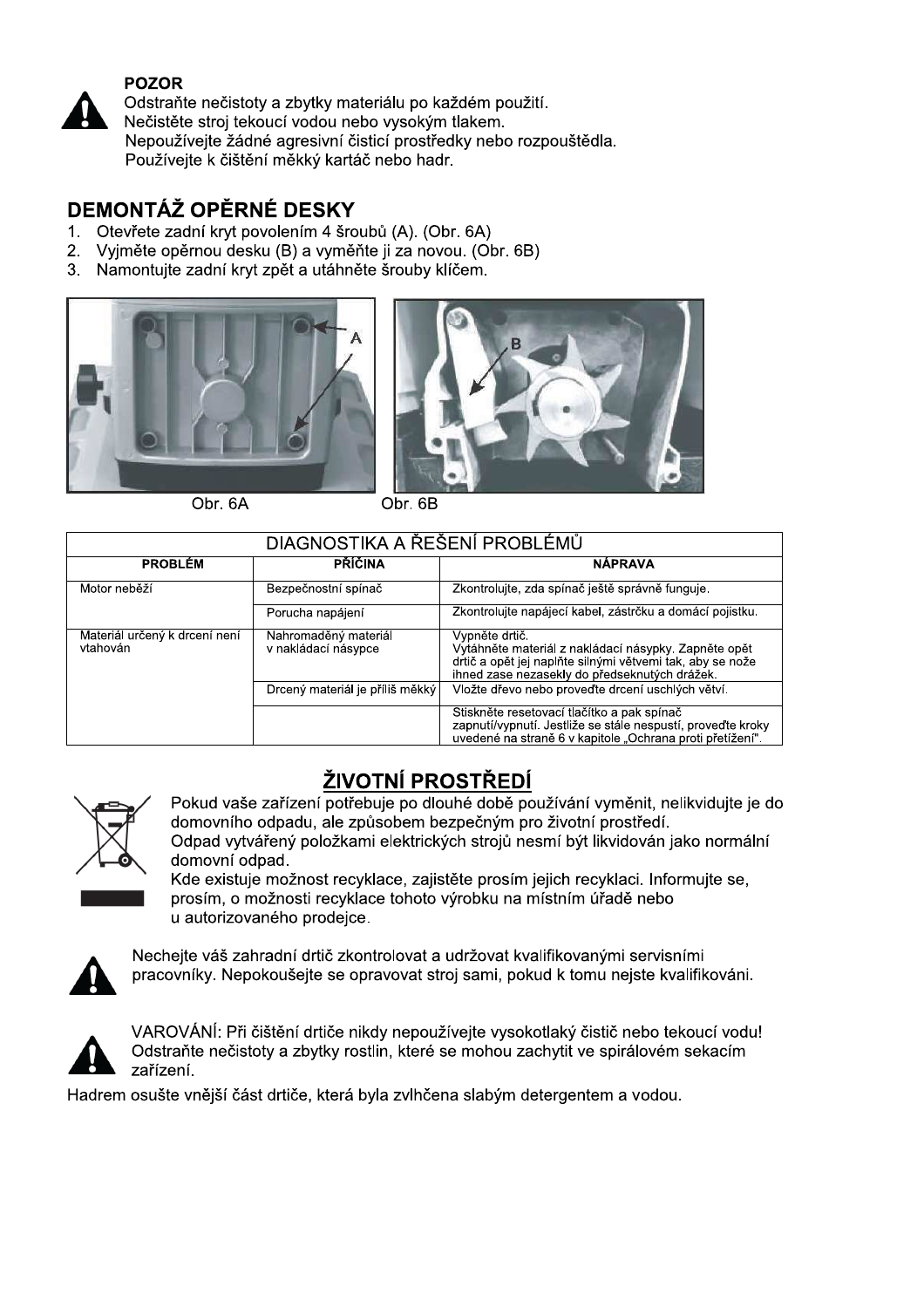**POZOR**

Odstraňte nečistoty a zbytky materiálu po každém použití.
Nečistěte stroj tekoucí vodou nebo vysokým tlakem.
Nepoužívejte žádné agresivní čisticí prostředky nebo rozpouštědla.
Používejte k čištění měkký kartáč nebo hadr.

## DEMONTÁŽ OPĚRNÉ DESKY

1. Otevřete zadní kryt povolením 4 šroubů (A). (Obr. 6A)
2. Vyjměte opěrnou desku (B) a vyměňte ji za novou. (Obr. 6B)
3. Namontujte zadní kryt zpět a utáhněte šrouby klíčem.

A

Obr. 6A

B

Obr. 6B

| DIAGNOSTIKA A ŘEŠENÍ PROBLÉMŮ | | |
|---|---|---|
| **PROBLÉM** | **PŘÍČINA** | **NÁPRAVA** |
| Motor neběží | Bezpečnostní spínač | Zkontrolujte, zda spínač ještě správně funguje. |
| | Porucha napájení | Zkontrolujte napájecí kabel, zástrčku a domácí pojistku. |
| Materiál určený k drcení není vtahován | Nahromaděný materiál v nakládací násypce | Vypněte drtič. Vytáhněte materiál z nakládací násypky. Zapněte opět drtič a opět jej naplňte silnými větvemi tak, aby se nože ihned zase nezasekly do předseknutých drážek. |
| | Drcený materiál je příliš měkký | Vložte dřevo nebo proveďte drcení uschlých větví. |
| | | Stiskněte resetovací tlačítko a pak spínač zapnutí/vypnutí. Jestliže se stále nespustí, proveďte kroky uvedené na straně 6 v kapitole „Ochrana proti přetížení". |

## ŽIVOTNÍ PROSTŘEDÍ

Pokud vaše zařízení potřebuje po dlouhé době používání vyměnit, nelikvidujte je do domovního odpadu, ale způsobem bezpečným pro životní prostředí.
Odpad vytvářený položkami elektrických strojů nesmí být likvidován jako normální domovní odpad.
Kde existuje možnost recyklace, zajistěte prosím jejich recyklaci. Informujte se, prosím, o možnosti recyklace tohoto výrobku na místním úřadě nebo u autorizovaného prodejce.

Nechejte váš zahradní drtič zkontrolovat a udržovat kvalifikovanými servisními pracovníky. Nepokoušejte se opravovat stroj sami, pokud k tomu nejste kvalifikováni.

VAROVÁNÍ: Při čištění drtiče nikdy nepoužívejte vysokotlaký čistič nebo tekoucí vodu! Odstraňte nečistoty a zbytky rostlin, které se mohou zachytit ve spirálovém sekacím zařízení.

Hadrem osušte vnější část drtiče, která byla zvlhčena slabým detergentem a vodou.